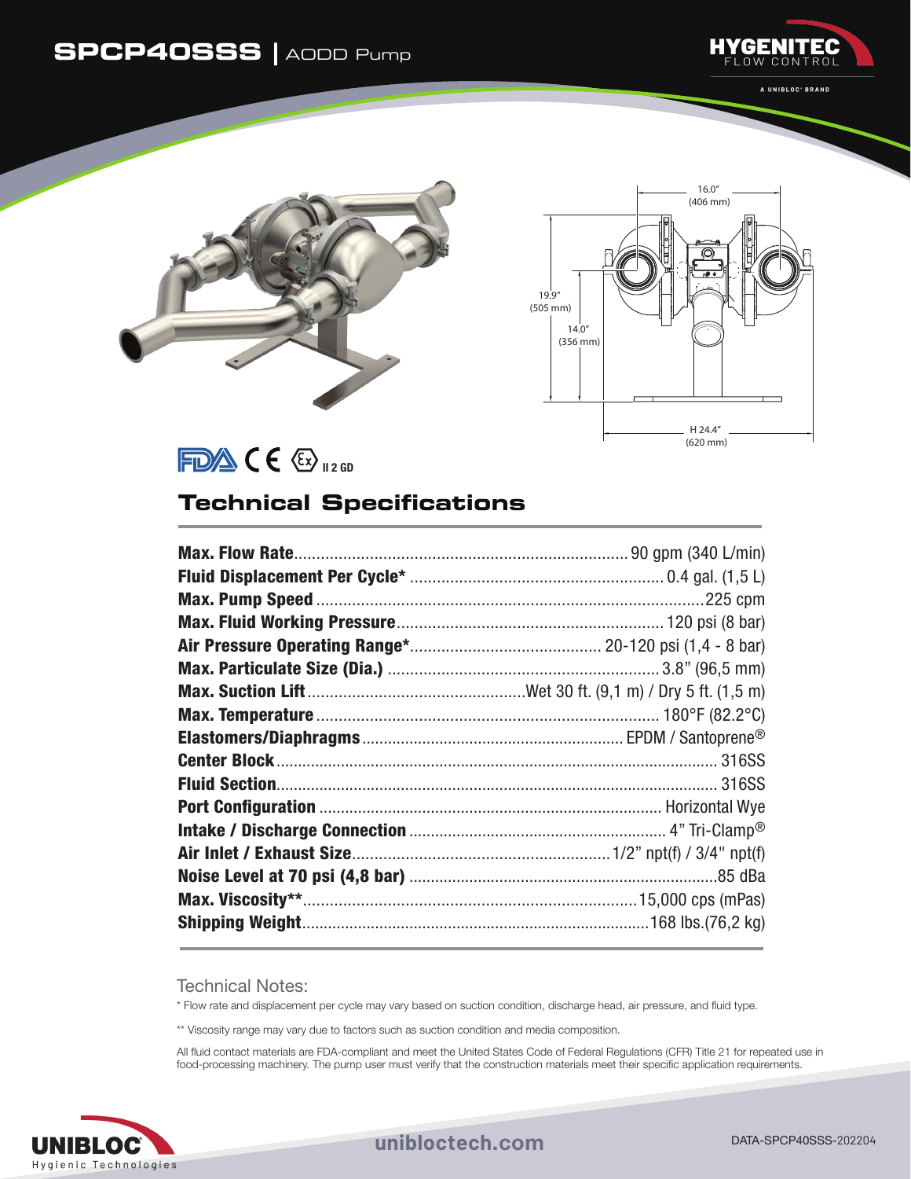# SPCP40SSS | AODD Pump

HYGENITEC FLOW CONTROL

A UNIBLOC® BRAND

16.0" (406 mm)

19.9" (505 mm)

14.0" (356 mm)

H 24.4" (620 mm)

II 2 GD

## Technical Specifications

| Specification | Value |
| --- | --- |
| **Max. Flow Rate** | 90 gpm (340 L/min) |
| **Fluid Displacement Per Cycle*** | 0.4 gal. (1,5 L) |
| **Max. Pump Speed** | 225 cpm |
| **Max. Fluid Working Pressure** | 120 psi (8 bar) |
| **Air Pressure Operating Range*** | 20-120 psi (1,4 - 8 bar) |
| **Max. Particulate Size (Dia.)** | 3.8" (96,5 mm) |
| **Max. Suction Lift** | Wet 30 ft. (9,1 m) / Dry 5 ft. (1,5 m) |
| **Max. Temperature** | 180°F (82.2°C) |
| **Elastomers/Diaphragms** | EPDM / Santoprene® |
| **Center Block** | 316SS |
| **Fluid Section** | 316SS |
| **Port Configuration** | Horizontal Wye |
| **Intake / Discharge Connection** | 4" Tri-Clamp® |
| **Air Inlet / Exhaust Size** | 1/2" npt(f) / 3/4" npt(f) |
| **Noise Level at 70 psi (4,8 bar)** | 85 dBa |
| **Max. Viscosity**** | 15,000 cps (mPas) |
| **Shipping Weight** | 168 lbs.(76,2 kg) |

### Technical Notes:

* Flow rate and displacement per cycle may vary based on suction condition, discharge head, air pressure, and fluid type.

** Viscosity range may vary due to factors such as suction condition and media composition.

All fluid contact materials are FDA-compliant and meet the United States Code of Federal Regulations (CFR) Title 21 for repeated use in food-processing machinery. The pump user must verify that the construction materials meet their specific application requirements.

UNIBLOC® Hygienic Technologies

unibloctech.com

DATA-SPCP40SSS-202204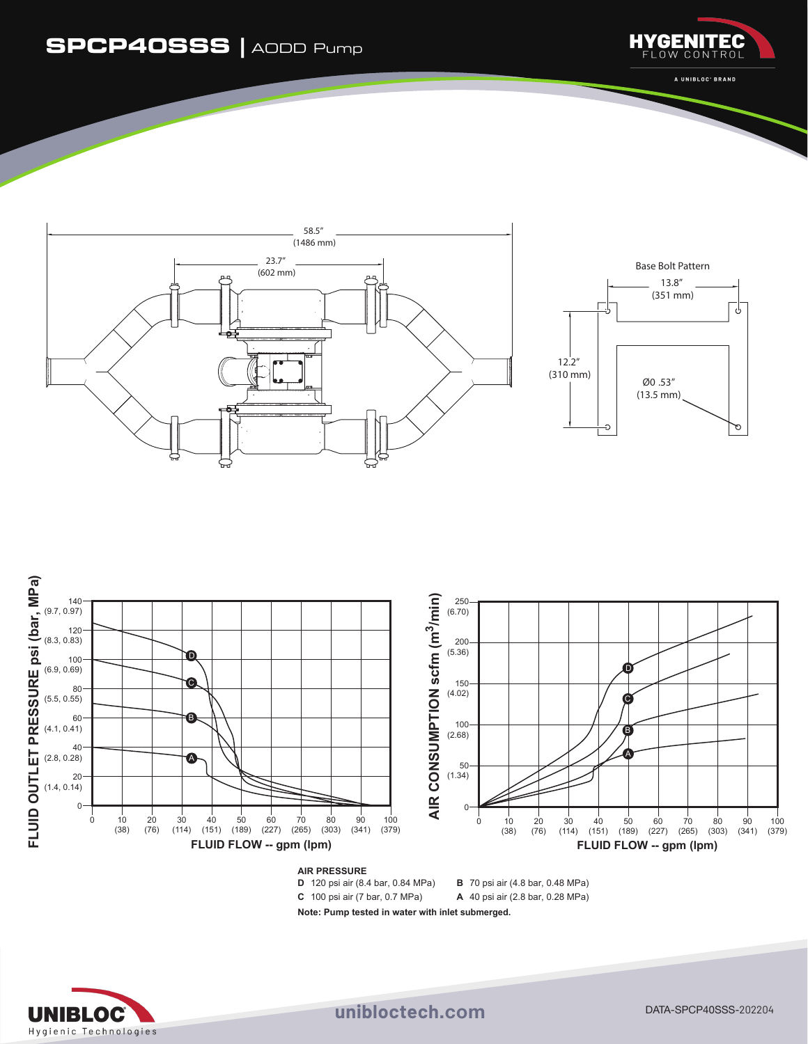# SPCP40SSS | AODD Pump

58.5″
(1486 mm)

23.7″
(602 mm)

Base Bolt Pattern

13.8″
(351 mm)

12.2″
(310 mm)

Ø0 .53″
(13.5 mm)

FLUID OUTLET PRESSURE psi (bar, MPa)

140 (9.7, 0.97)
120 (8.3, 0.83)
100 (6.9, 0.69)
80 (5.5, 0.55)
60 (4.1, 0.41)
40 (2.8, 0.28)
20 (1.4, 0.14)
0

FLUID FLOW -- gpm (lpm)

0, 10 (38), 20 (76), 30 (114), 40 (151), 50 (189), 60 (227), 70 (265), 80 (303), 90 (341), 100 (379)

AIR CONSUMPTION scfm ($m^3$/min)

250 (6.70)
200 (5.36)
150 (4.02)
100 (2.68)
50 (1.34)
0

FLUID FLOW -- gpm (lpm)

0, 10 (38), 20 (76), 30 (114), 40 (151), 50 (189), 60 (227), 70 (265), 80 (303), 90 (341), 100 (379)

**AIR PRESSURE**

**D** 120 psi air (8.4 bar, 0.84 MPa)

**C** 100 psi air (7 bar, 0.7 MPa)

**B** 70 psi air (4.8 bar, 0.48 MPa)

**A** 40 psi air (2.8 bar, 0.28 MPa)

**Note: Pump tested in water with inlet submerged.**

unibloctech.com

DATA-SPCP40SSS-202204